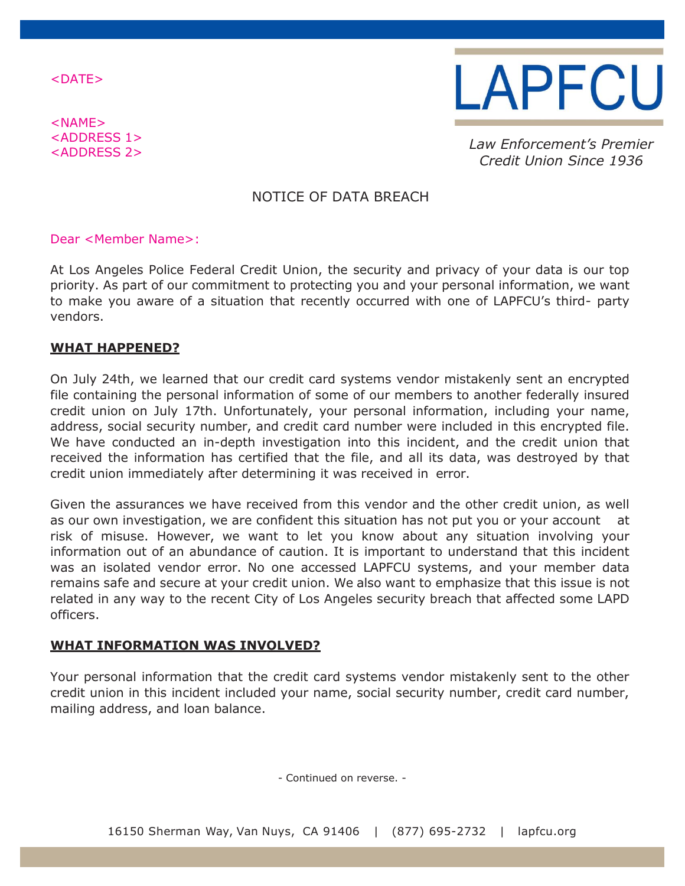<DATE>

<NAME>
<ADDRESS 1>
<ADDRESS 2>

# LAPFCU

*Law Enforcement's Premier Credit Union Since 1936*

## NOTICE OF DATA BREACH

Dear <Member Name>:

At Los Angeles Police Federal Credit Union, the security and privacy of your data is our top priority. As part of our commitment to protecting you and your personal information, we want to make you aware of a situation that recently occurred with one of LAPFCU's third- party vendors.

### WHAT HAPPENED?

On July 24th, we learned that our credit card systems vendor mistakenly sent an encrypted file containing the personal information of some of our members to another federally insured credit union on July 17th. Unfortunately, your personal information, including your name, address, social security number, and credit card number were included in this encrypted file. We have conducted an in-depth investigation into this incident, and the credit union that received the information has certified that the file, and all its data, was destroyed by that credit union immediately after determining it was received in error.

Given the assurances we have received from this vendor and the other credit union, as well as our own investigation, we are confident this situation has not put you or your account at risk of misuse. However, we want to let you know about any situation involving your information out of an abundance of caution. It is important to understand that this incident was an isolated vendor error. No one accessed LAPFCU systems, and your member data remains safe and secure at your credit union. We also want to emphasize that this issue is not related in any way to the recent City of Los Angeles security breach that affected some LAPD officers.

### WHAT INFORMATION WAS INVOLVED?

Your personal information that the credit card systems vendor mistakenly sent to the other credit union in this incident included your name, social security number, credit card number, mailing address, and loan balance.

- Continued on reverse. -

16150 Sherman Way, Van Nuys, CA 91406 | (877) 695-2732 | lapfcu.org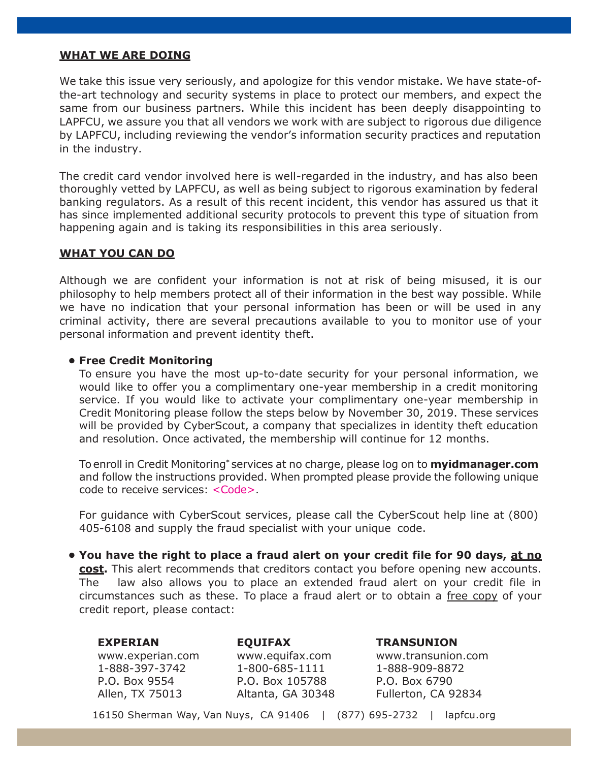## WHAT WE ARE DOING

We take this issue very seriously, and apologize for this vendor mistake. We have state-of-the-art technology and security systems in place to protect our members, and expect the same from our business partners. While this incident has been deeply disappointing to LAPFCU, we assure you that all vendors we work with are subject to rigorous due diligence by LAPFCU, including reviewing the vendor's information security practices and reputation in the industry.

The credit card vendor involved here is well-regarded in the industry, and has also been thoroughly vetted by LAPFCU, as well as being subject to rigorous examination by federal banking regulators. As a result of this recent incident, this vendor has assured us that it has since implemented additional security protocols to prevent this type of situation from happening again and is taking its responsibilities in this area seriously.

## WHAT YOU CAN DO

Although we are confident your information is not at risk of being misused, it is our philosophy to help members protect all of their information in the best way possible. While we have no indication that your personal information has been or will be used in any criminal activity, there are several precautions available to you to monitor use of your personal information and prevent identity theft.

- **Free Credit Monitoring**

  To ensure you have the most up-to-date security for your personal information, we would like to offer you a complimentary one-year membership in a credit monitoring service. If you would like to activate your complimentary one-year membership in Credit Monitoring please follow the steps below by November 30, 2019. These services will be provided by CyberScout, a company that specializes in identity theft education and resolution. Once activated, the membership will continue for 12 months.

  To enroll in Credit Monitoring* services at no charge, please log on to **myidmanager.com** and follow the instructions provided. When prompted please provide the following unique code to receive services: <Code>.

  For guidance with CyberScout services, please call the CyberScout help line at (800) 405-6108 and supply the fraud specialist with your unique code.

- **You have the right to place a fraud alert on your credit file for 90 days, <u>at no cost</u>.** This alert recommends that creditors contact you before opening new accounts. The law also allows you to place an extended fraud alert on your credit file in circumstances such as these. To place a fraud alert or to obtain a <u>free copy</u> of your credit report, please contact:

| **EXPERIAN** | **EQUIFAX** | **TRANSUNION** |
|---|---|---|
| www.experian.com | www.equifax.com | www.transunion.com |
| 1-888-397-3742 | 1-800-685-1111 | 1-888-909-8872 |
| P.O. Box 9554 | P.O. Box 105788 | P.O. Box 6790 |
| Allen, TX 75013 | Altanta, GA 30348 | Fullerton, CA 92834 |

16150 Sherman Way, Van Nuys, CA 91406 | (877) 695-2732 | lapfcu.org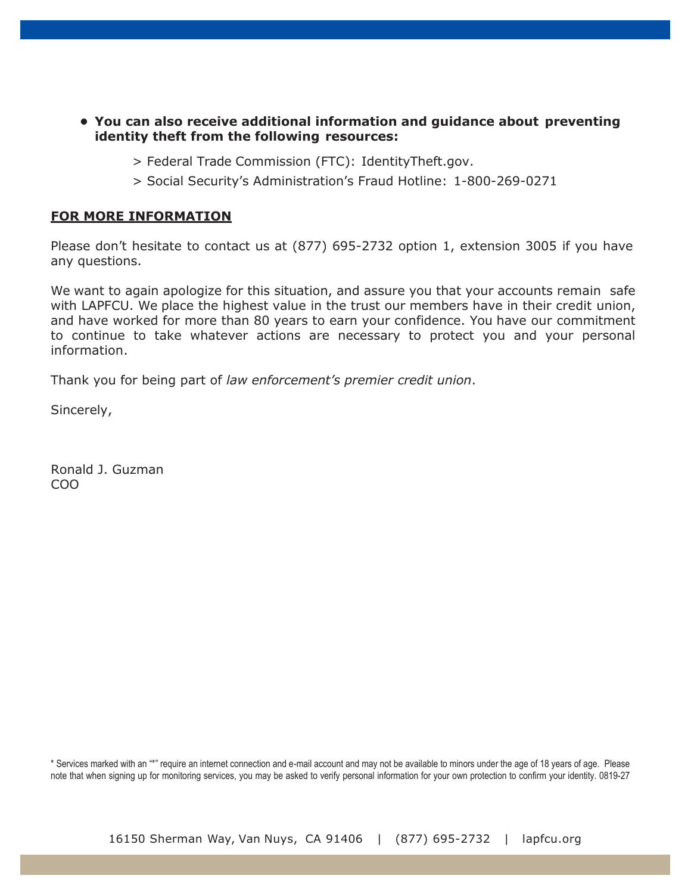- **You can also receive additional information and guidance about preventing identity theft from the following resources:**

  > Federal Trade Commission (FTC): IdentityTheft.gov.

  > Social Security's Administration's Fraud Hotline: 1-800-269-0271

**FOR MORE INFORMATION**

Please don't hesitate to contact us at (877) 695-2732 option 1, extension 3005 if you have any questions.

We want to again apologize for this situation, and assure you that your accounts remain safe with LAPFCU. We place the highest value in the trust our members have in their credit union, and have worked for more than 80 years to earn your confidence. You have our commitment to continue to take whatever actions are necessary to protect you and your personal information.

Thank you for being part of *law enforcement's premier credit union*.

Sincerely,

Ronald J. Guzman
COO

\* Services marked with an "*" require an internet connection and e-mail account and may not be available to minors under the age of 18 years of age. Please note that when signing up for monitoring services, you may be asked to verify personal information for your own protection to confirm your identity. 0819-27

16150 Sherman Way, Van Nuys, CA 91406 | (877) 695-2732 | lapfcu.org